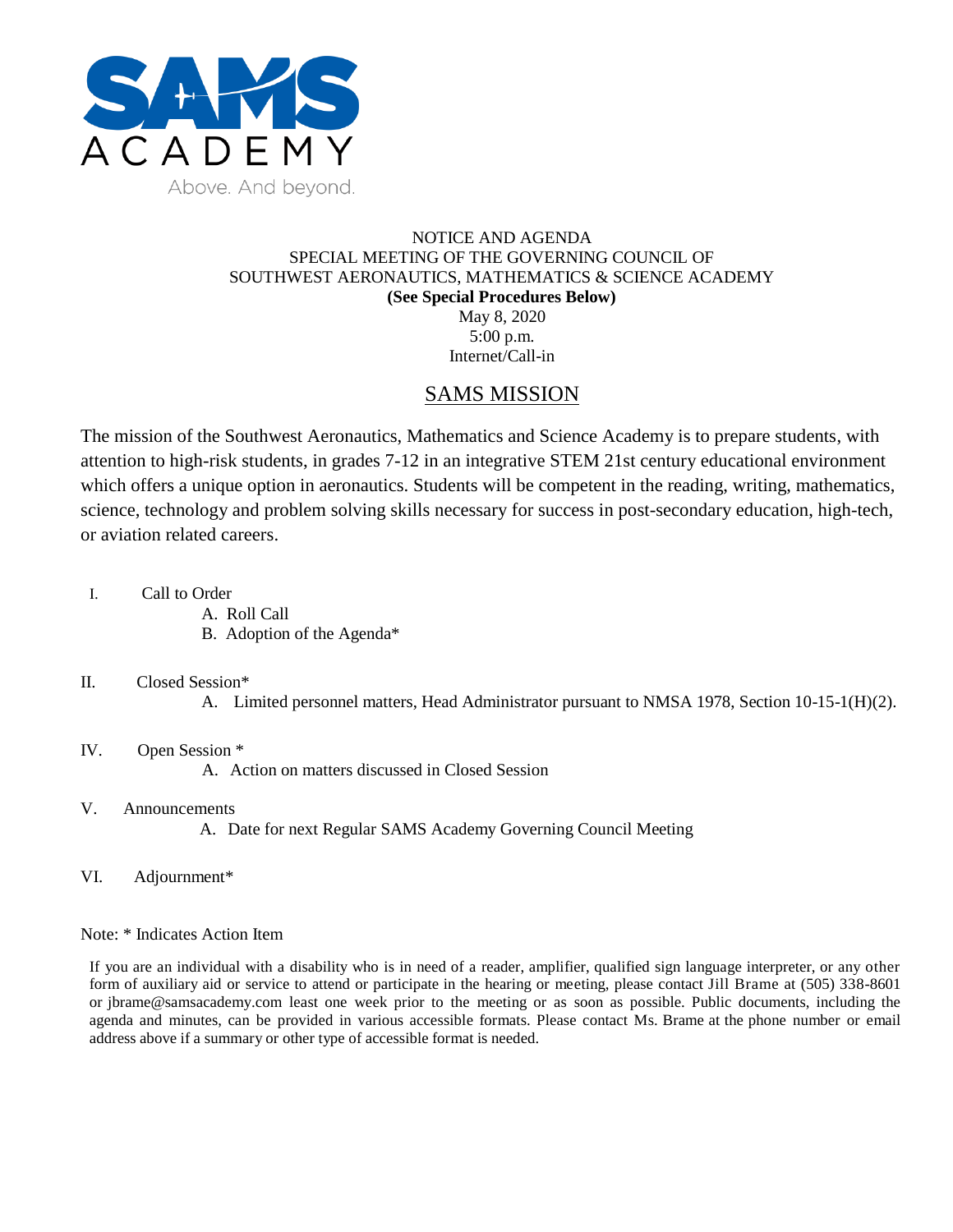SAMS ACADEMY

Above. And beyond.

NOTICE AND AGENDA
SPECIAL MEETING OF THE GOVERNING COUNCIL OF
SOUTHWEST AERONAUTICS, MATHEMATICS & SCIENCE ACADEMY
**(See Special Procedures Below)**
May 8, 2020
5:00 p.m.
Internet/Call-in

## SAMS MISSION

The mission of the Southwest Aeronautics, Mathematics and Science Academy is to prepare students, with attention to high-risk students, in grades 7-12 in an integrative STEM 21st century educational environment which offers a unique option in aeronautics. Students will be competent in the reading, writing, mathematics, science, technology and problem solving skills necessary for success in post-secondary education, high-tech, or aviation related careers.

I. Call to Order
   A. Roll Call
   B. Adoption of the Agenda*

II. Closed Session*
   A. Limited personnel matters, Head Administrator pursuant to NMSA 1978, Section 10-15-1(H)(2).

IV. Open Session *
   A. Action on matters discussed in Closed Session

V. Announcements
   A. Date for next Regular SAMS Academy Governing Council Meeting

VI. Adjournment*

Note: * Indicates Action Item

If you are an individual with a disability who is in need of a reader, amplifier, qualified sign language interpreter, or any other form of auxiliary aid or service to attend or participate in the hearing or meeting, please contact Jill Brame at (505) 338-8601 or jbrame@samsacademy.com least one week prior to the meeting or as soon as possible. Public documents, including the agenda and minutes, can be provided in various accessible formats. Please contact Ms. Brame at the phone number or email address above if a summary or other type of accessible format is needed.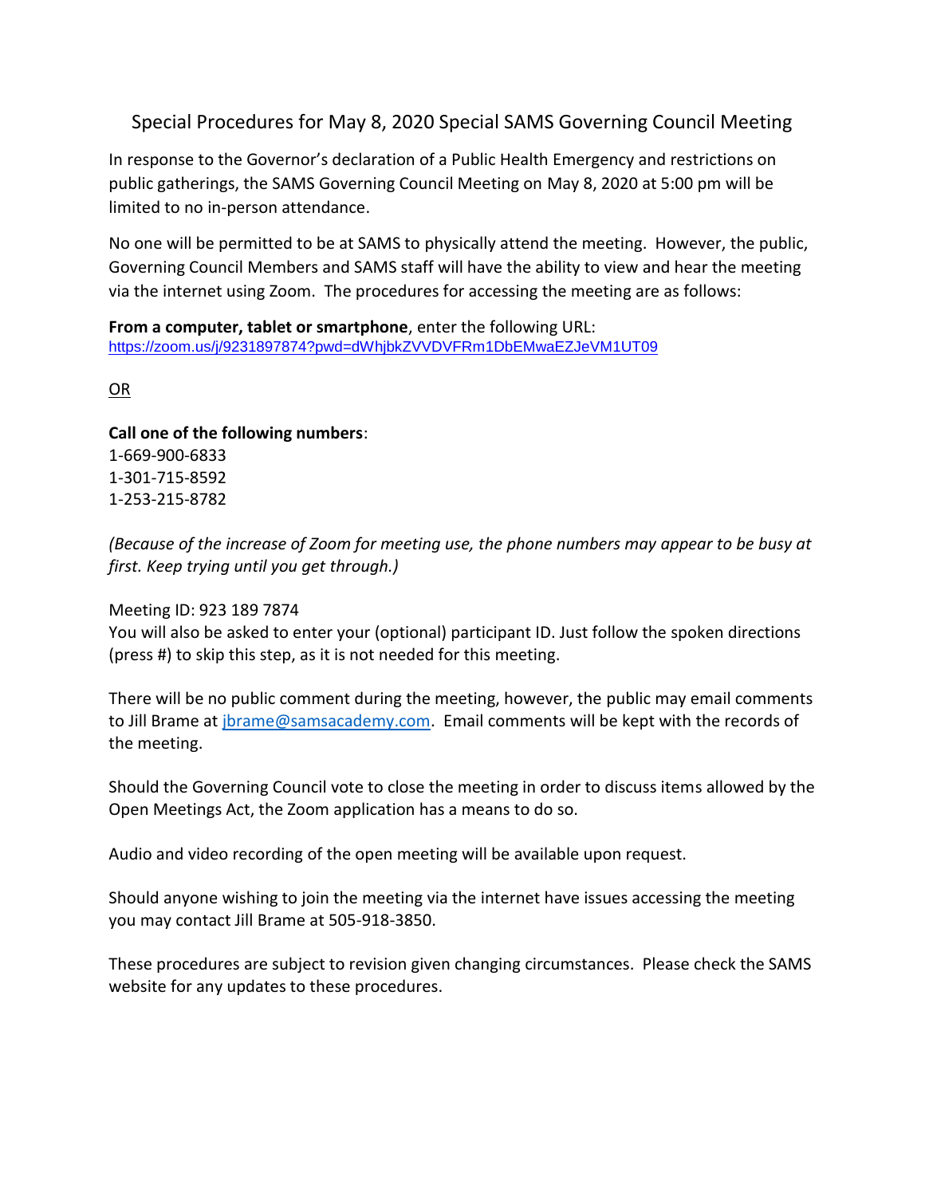# Special Procedures for May 8, 2020 Special SAMS Governing Council Meeting

In response to the Governor's declaration of a Public Health Emergency and restrictions on public gatherings, the SAMS Governing Council Meeting on May 8, 2020 at 5:00 pm will be limited to no in-person attendance.

No one will be permitted to be at SAMS to physically attend the meeting. However, the public, Governing Council Members and SAMS staff will have the ability to view and hear the meeting via the internet using Zoom. The procedures for accessing the meeting are as follows:

**From a computer, tablet or smartphone**, enter the following URL:
https://zoom.us/j/9231897874?pwd=dWhjbkZVVDVFRm1DbEMwaEZJeVM1UT09

OR

**Call one of the following numbers**:
1-669-900-6833
1-301-715-8592
1-253-215-8782

*(Because of the increase of Zoom for meeting use, the phone numbers may appear to be busy at first. Keep trying until you get through.)*

Meeting ID: 923 189 7874
You will also be asked to enter your (optional) participant ID. Just follow the spoken directions (press #) to skip this step, as it is not needed for this meeting.

There will be no public comment during the meeting, however, the public may email comments to Jill Brame at jbrame@samsacademy.com. Email comments will be kept with the records of the meeting.

Should the Governing Council vote to close the meeting in order to discuss items allowed by the Open Meetings Act, the Zoom application has a means to do so.

Audio and video recording of the open meeting will be available upon request.

Should anyone wishing to join the meeting via the internet have issues accessing the meeting you may contact Jill Brame at 505-918-3850.

These procedures are subject to revision given changing circumstances. Please check the SAMS website for any updates to these procedures.